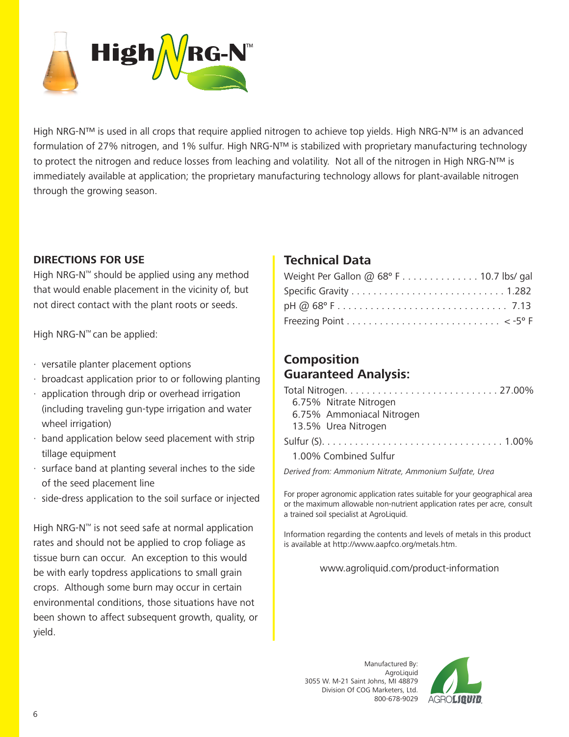# High NRG-N™

High NRG-N™ is used in all crops that require applied nitrogen to achieve top yields. High NRG-N™ is an advanced formulation of 27% nitrogen, and 1% sulfur. High NRG-N™ is stabilized with proprietary manufacturing technology to protect the nitrogen and reduce losses from leaching and volatility. Not all of the nitrogen in High NRG-N™ is immediately available at application; the proprietary manufacturing technology allows for plant-available nitrogen through the growing season.

**DIRECTIONS FOR USE**

High NRG-N™ should be applied using any method that would enable placement in the vicinity of, but not direct contact with the plant roots or seeds.

High NRG-N™ can be applied:

- versatile planter placement options
- broadcast application prior to or following planting
- application through drip or overhead irrigation (including traveling gun-type irrigation and water wheel irrigation)
- band application below seed placement with strip tillage equipment
- surface band at planting several inches to the side of the seed placement line
- side-dress application to the soil surface or injected

High NRG-N™ is not seed safe at normal application rates and should not be applied to crop foliage as tissue burn can occur. An exception to this would be with early topdress applications to small grain crops. Although some burn may occur in certain environmental conditions, those situations have not been shown to affect subsequent growth, quality, or yield.

## Technical Data

| | |
|---|---|
| Weight Per Gallon @ 68° F | 10.7 lbs/ gal |
| Specific Gravity | 1.282 |
| pH @ 68° F | 7.13 |
| Freezing Point | < -5° F |

## Composition Guaranteed Analysis:

| | |
|---|---|
| Total Nitrogen | 27.00% |
| 6.75% Nitrate Nitrogen | |
| 6.75% Ammoniacal Nitrogen | |
| 13.5% Urea Nitrogen | |
| Sulfur (S) | 1.00% |
| 1.00% Combined Sulfur | |

*Derived from: Ammonium Nitrate, Ammonium Sulfate, Urea*

For proper agronomic application rates suitable for your geographical area or the maximum allowable non-nutrient application rates per acre, consult a trained soil specialist at AgroLiquid.

Information regarding the contents and levels of metals in this product is available at http://www.aapfco.org/metals.htm.

www.agroliquid.com/product-information

Manufactured By:
AgroLiquid
3055 W. M-21 Saint Johns, MI 48879
Division Of COG Marketers, Ltd.
800-678-9029

AGROLIQUID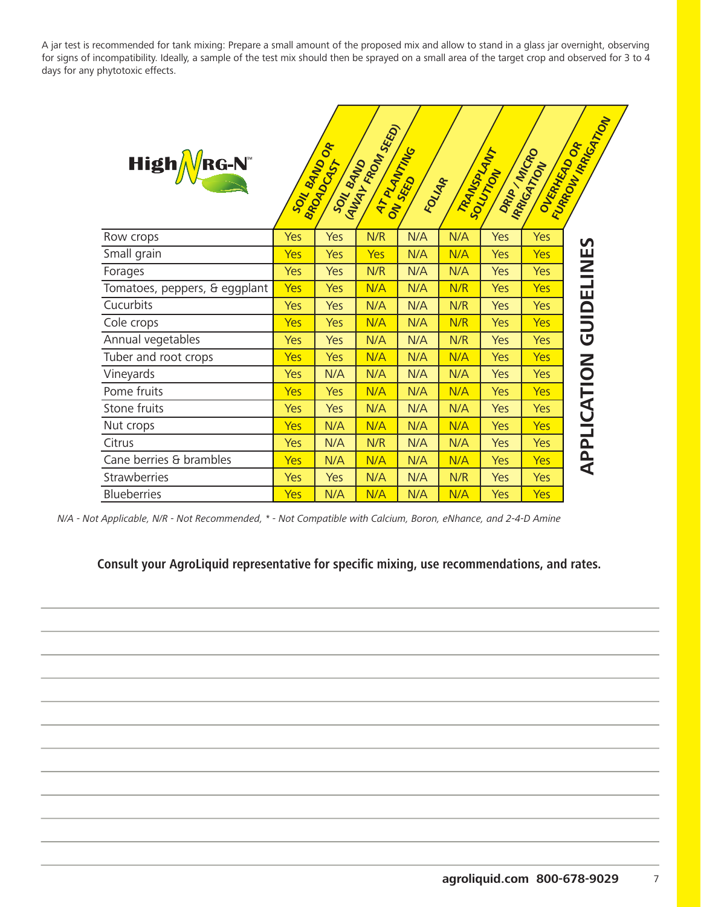A jar test is recommended for tank mixing: Prepare a small amount of the proposed mix and allow to stand in a glass jar overnight, observing for signs of incompatibility. Ideally, a sample of the test mix should then be sprayed on a small area of the target crop and observed for 3 to 4 days for any phytotoxic effects.

## APPLICATION GUIDELINES

**High NRG-N™**

| | Soil Band or Broadcast | Soil Band (Away from Seed) | At Planting on Seed | Foliar | Transplant Solution | Drip / Micro Irrigation | Overhead or Furrow Irrigation |
|---|---|---|---|---|---|---|---|
| Row crops | Yes | Yes | N/R | N/A | N/A | Yes | Yes |
| Small grain | Yes | Yes | Yes | N/A | N/A | Yes | Yes |
| Forages | Yes | Yes | N/R | N/A | N/A | Yes | Yes |
| Tomatoes, peppers, & eggplant | Yes | Yes | N/A | N/A | N/R | Yes | Yes |
| Cucurbits | Yes | Yes | N/A | N/A | N/R | Yes | Yes |
| Cole crops | Yes | Yes | N/A | N/A | N/R | Yes | Yes |
| Annual vegetables | Yes | Yes | N/A | N/A | N/R | Yes | Yes |
| Tuber and root crops | Yes | Yes | N/A | N/A | N/A | Yes | Yes |
| Vineyards | Yes | N/A | N/A | N/A | N/A | Yes | Yes |
| Pome fruits | Yes | Yes | N/A | N/A | N/A | Yes | Yes |
| Stone fruits | Yes | Yes | N/A | N/A | N/A | Yes | Yes |
| Nut crops | Yes | N/A | N/A | N/A | N/A | Yes | Yes |
| Citrus | Yes | N/A | N/R | N/A | N/A | Yes | Yes |
| Cane berries & brambles | Yes | N/A | N/A | N/A | N/A | Yes | Yes |
| Strawberries | Yes | Yes | N/A | N/A | N/R | Yes | Yes |
| Blueberries | Yes | N/A | N/A | N/A | N/A | Yes | Yes |

*N/A - Not Applicable, N/R - Not Recommended, * - Not Compatible with Calcium, Boron, eNhance, and 2-4-D Amine*

**Consult your AgroLiquid representative for specific mixing, use recommendations, and rates.**

**agroliquid.com 800-678-9029**